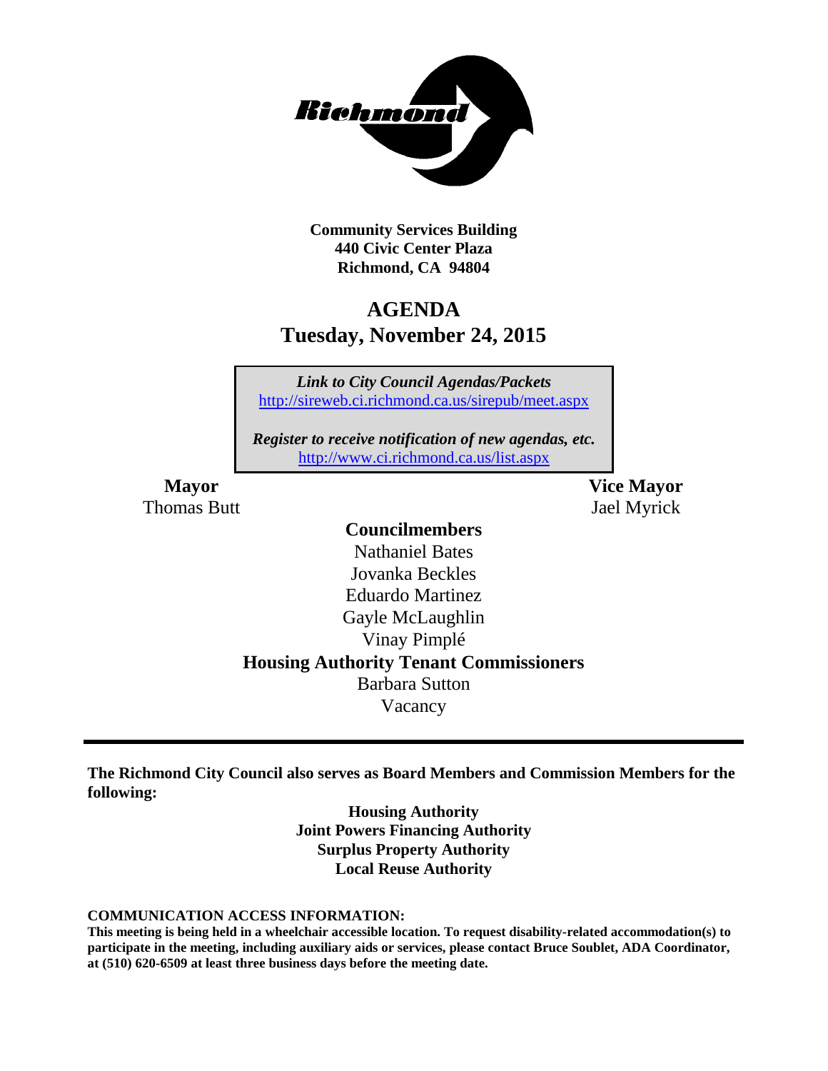**Community Services Building**
**440 Civic Center Plaza**
**Richmond, CA 94804**

# AGENDA
## Tuesday, November 24, 2015

*Link to City Council Agendas/Packets*
http://sireweb.ci.richmond.ca.us/sirepub/meet.aspx

***Register to receive notification of new agendas, etc.***
http://www.ci.richmond.ca.us/list.aspx

**Mayor**
Thomas Butt

**Vice Mayor**
Jael Myrick

**Councilmembers**
Nathaniel Bates
Jovanka Beckles
Eduardo Martinez
Gayle McLaughlin
Vinay Pimplé

**Housing Authority Tenant Commissioners**
Barbara Sutton
Vacancy

---

**The Richmond City Council also serves as Board Members and Commission Members for the following:**

**Housing Authority**
**Joint Powers Financing Authority**
**Surplus Property Authority**
**Local Reuse Authority**

**COMMUNICATION ACCESS INFORMATION:**
**This meeting is being held in a wheelchair accessible location. To request disability-related accommodation(s) to participate in the meeting, including auxiliary aids or services, please contact Bruce Soublet, ADA Coordinator, at (510) 620-6509 at least three business days before the meeting date.**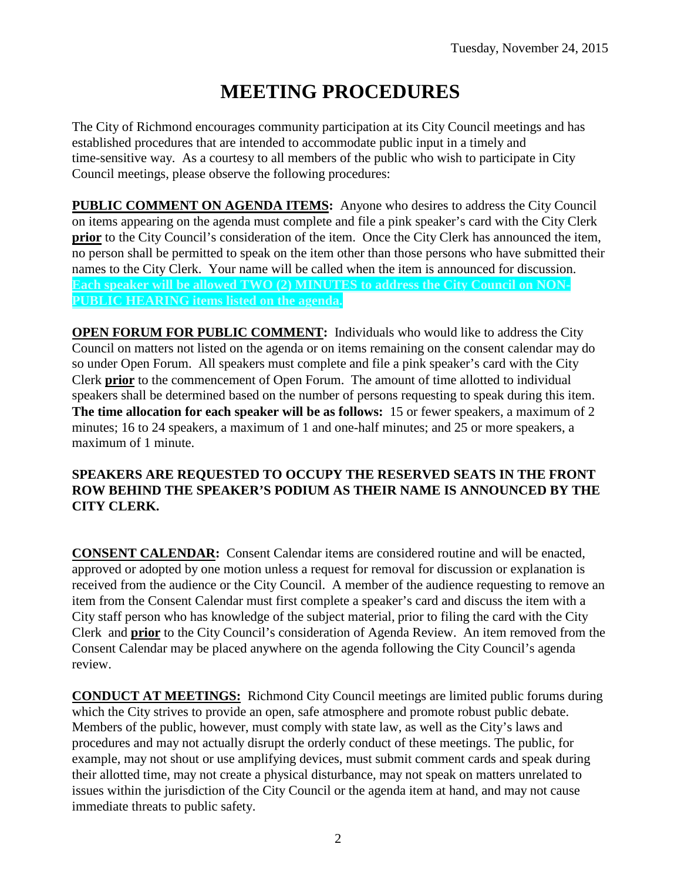Tuesday, November 24, 2015

# MEETING PROCEDURES

The City of Richmond encourages community participation at its City Council meetings and has established procedures that are intended to accommodate public input in a timely and time-sensitive way. As a courtesy to all members of the public who wish to participate in City Council meetings, please observe the following procedures:

**PUBLIC COMMENT ON AGENDA ITEMS:** Anyone who desires to address the City Council on items appearing on the agenda must complete and file a pink speaker's card with the City Clerk **prior** to the City Council's consideration of the item. Once the City Clerk has announced the item, no person shall be permitted to speak on the item other than those persons who have submitted their names to the City Clerk. Your name will be called when the item is announced for discussion. **Each speaker will be allowed TWO (2) MINUTES to address the City Council on NON-PUBLIC HEARING items listed on the agenda.**

**OPEN FORUM FOR PUBLIC COMMENT:** Individuals who would like to address the City Council on matters not listed on the agenda or on items remaining on the consent calendar may do so under Open Forum. All speakers must complete and file a pink speaker's card with the City Clerk **prior** to the commencement of Open Forum. The amount of time allotted to individual speakers shall be determined based on the number of persons requesting to speak during this item. **The time allocation for each speaker will be as follows:** 15 or fewer speakers, a maximum of 2 minutes; 16 to 24 speakers, a maximum of 1 and one-half minutes; and 25 or more speakers, a maximum of 1 minute.

**SPEAKERS ARE REQUESTED TO OCCUPY THE RESERVED SEATS IN THE FRONT ROW BEHIND THE SPEAKER'S PODIUM AS THEIR NAME IS ANNOUNCED BY THE CITY CLERK.**

**CONSENT CALENDAR:** Consent Calendar items are considered routine and will be enacted, approved or adopted by one motion unless a request for removal for discussion or explanation is received from the audience or the City Council. A member of the audience requesting to remove an item from the Consent Calendar must first complete a speaker's card and discuss the item with a City staff person who has knowledge of the subject material, prior to filing the card with the City Clerk and **prior** to the City Council's consideration of Agenda Review. An item removed from the Consent Calendar may be placed anywhere on the agenda following the City Council's agenda review.

**CONDUCT AT MEETINGS:** Richmond City Council meetings are limited public forums during which the City strives to provide an open, safe atmosphere and promote robust public debate. Members of the public, however, must comply with state law, as well as the City's laws and procedures and may not actually disrupt the orderly conduct of these meetings. The public, for example, may not shout or use amplifying devices, must submit comment cards and speak during their allotted time, may not create a physical disturbance, may not speak on matters unrelated to issues within the jurisdiction of the City Council or the agenda item at hand, and may not cause immediate threats to public safety.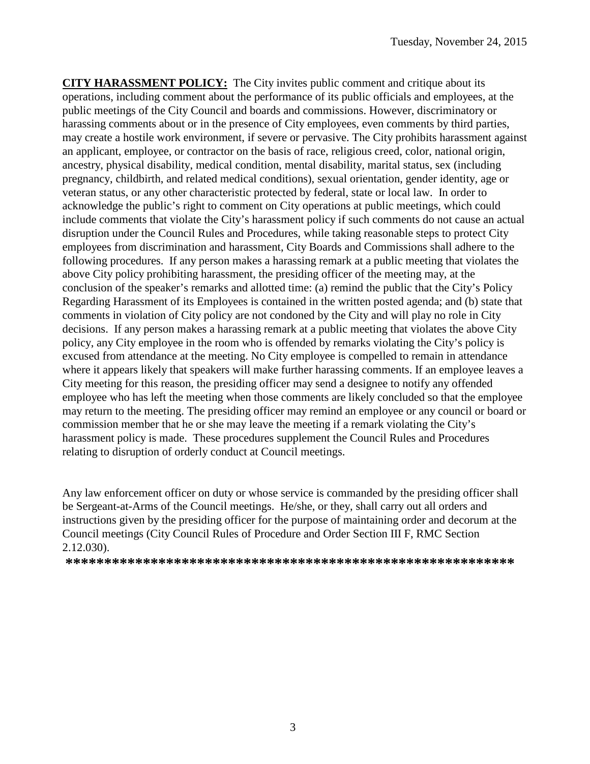**CITY HARASSMENT POLICY:** The City invites public comment and critique about its operations, including comment about the performance of its public officials and employees, at the public meetings of the City Council and boards and commissions. However, discriminatory or harassing comments about or in the presence of City employees, even comments by third parties, may create a hostile work environment, if severe or pervasive. The City prohibits harassment against an applicant, employee, or contractor on the basis of race, religious creed, color, national origin, ancestry, physical disability, medical condition, mental disability, marital status, sex (including pregnancy, childbirth, and related medical conditions), sexual orientation, gender identity, age or veteran status, or any other characteristic protected by federal, state or local law. In order to acknowledge the public's right to comment on City operations at public meetings, which could include comments that violate the City's harassment policy if such comments do not cause an actual disruption under the Council Rules and Procedures, while taking reasonable steps to protect City employees from discrimination and harassment, City Boards and Commissions shall adhere to the following procedures. If any person makes a harassing remark at a public meeting that violates the above City policy prohibiting harassment, the presiding officer of the meeting may, at the conclusion of the speaker's remarks and allotted time: (a) remind the public that the City's Policy Regarding Harassment of its Employees is contained in the written posted agenda; and (b) state that comments in violation of City policy are not condoned by the City and will play no role in City decisions. If any person makes a harassing remark at a public meeting that violates the above City policy, any City employee in the room who is offended by remarks violating the City's policy is excused from attendance at the meeting. No City employee is compelled to remain in attendance where it appears likely that speakers will make further harassing comments. If an employee leaves a City meeting for this reason, the presiding officer may send a designee to notify any offended employee who has left the meeting when those comments are likely concluded so that the employee may return to the meeting. The presiding officer may remind an employee or any council or board or commission member that he or she may leave the meeting if a remark violating the City's harassment policy is made. These procedures supplement the Council Rules and Procedures relating to disruption of orderly conduct at Council meetings.

Any law enforcement officer on duty or whose service is commanded by the presiding officer shall be Sergeant-at-Arms of the Council meetings. He/she, or they, shall carry out all orders and instructions given by the presiding officer for the purpose of maintaining order and decorum at the Council meetings (City Council Rules of Procedure and Order Section III F, RMC Section 2.12.030).

**\*\*\*\*\*\*\*\*\*\*\*\*\*\*\*\*\*\*\*\*\*\*\*\*\*\*\*\*\*\*\*\*\*\*\*\*\*\*\*\*\*\*\*\*\*\*\*\*\*\*\*\*\*\*\*\*\*\*\***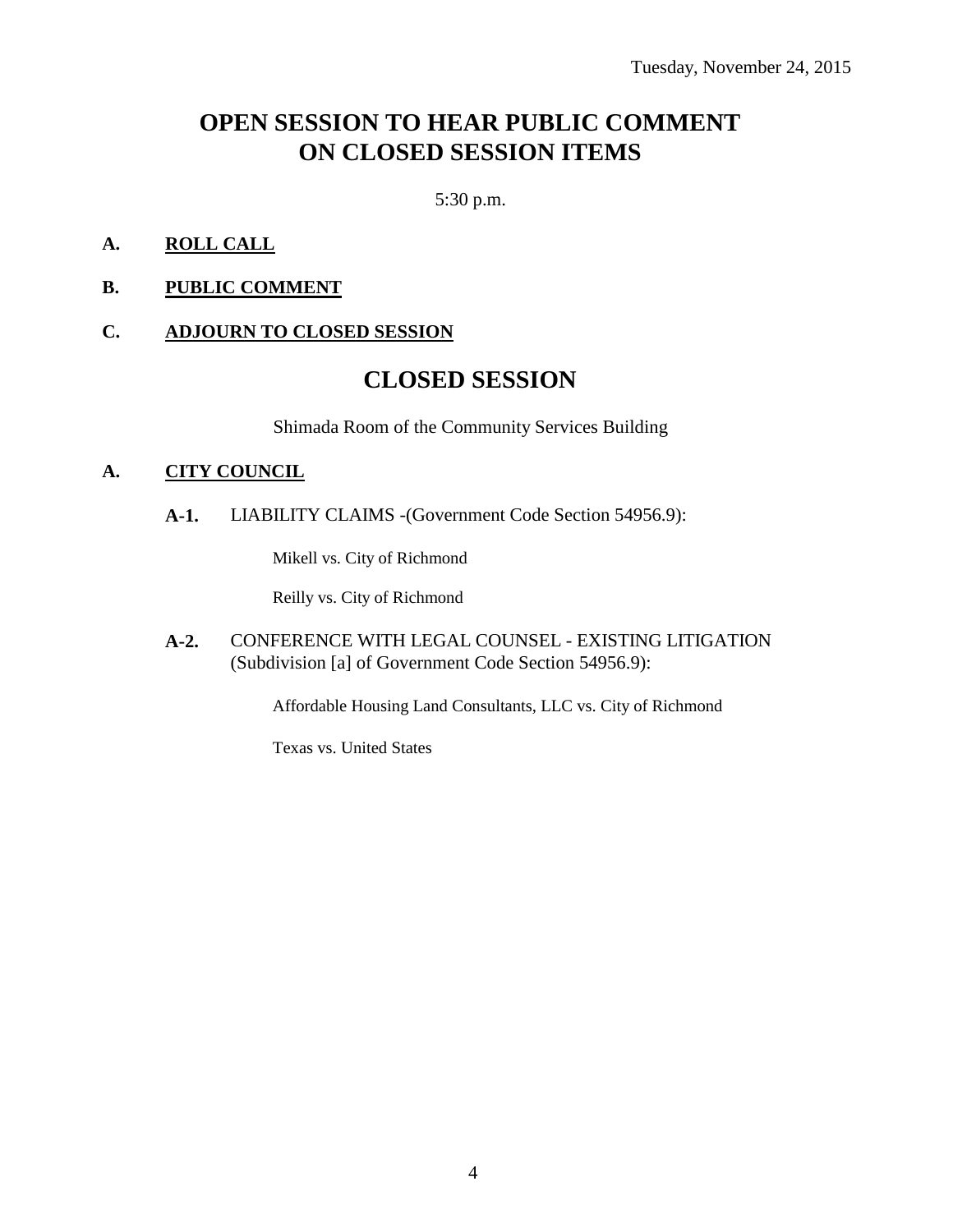Tuesday, November 24, 2015

# OPEN SESSION TO HEAR PUBLIC COMMENT ON CLOSED SESSION ITEMS

5:30 p.m.

**A. ROLL CALL**

**B. PUBLIC COMMENT**

**C. ADJOURN TO CLOSED SESSION**

# CLOSED SESSION

Shimada Room of the Community Services Building

**A. CITY COUNCIL**

**A-1.** LIABILITY CLAIMS -(Government Code Section 54956.9):

Mikell vs. City of Richmond

Reilly vs. City of Richmond

**A-2.** CONFERENCE WITH LEGAL COUNSEL - EXISTING LITIGATION (Subdivision [a] of Government Code Section 54956.9):

Affordable Housing Land Consultants, LLC vs. City of Richmond

Texas vs. United States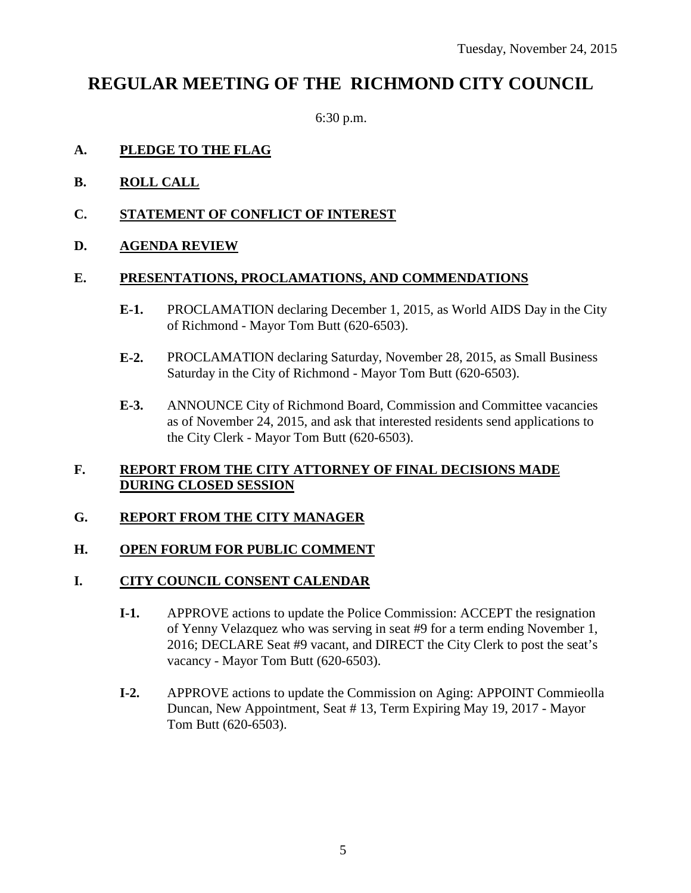Tuesday, November 24, 2015

# REGULAR MEETING OF THE RICHMOND CITY COUNCIL

6:30 p.m.

**A. PLEDGE TO THE FLAG**

**B. ROLL CALL**

**C. STATEMENT OF CONFLICT OF INTEREST**

**D. AGENDA REVIEW**

**E. PRESENTATIONS, PROCLAMATIONS, AND COMMENDATIONS**

- **E-1.** PROCLAMATION declaring December 1, 2015, as World AIDS Day in the City of Richmond - Mayor Tom Butt (620-6503).

- **E-2.** PROCLAMATION declaring Saturday, November 28, 2015, as Small Business Saturday in the City of Richmond - Mayor Tom Butt (620-6503).

- **E-3.** ANNOUNCE City of Richmond Board, Commission and Committee vacancies as of November 24, 2015, and ask that interested residents send applications to the City Clerk - Mayor Tom Butt (620-6503).

**F. REPORT FROM THE CITY ATTORNEY OF FINAL DECISIONS MADE DURING CLOSED SESSION**

**G. REPORT FROM THE CITY MANAGER**

**H. OPEN FORUM FOR PUBLIC COMMENT**

**I. CITY COUNCIL CONSENT CALENDAR**

- **I-1.** APPROVE actions to update the Police Commission: ACCEPT the resignation of Yenny Velazquez who was serving in seat #9 for a term ending November 1, 2016; DECLARE Seat #9 vacant, and DIRECT the City Clerk to post the seat's vacancy - Mayor Tom Butt (620-6503).

- **I-2.** APPROVE actions to update the Commission on Aging: APPOINT Commieolla Duncan, New Appointment, Seat # 13, Term Expiring May 19, 2017 - Mayor Tom Butt (620-6503).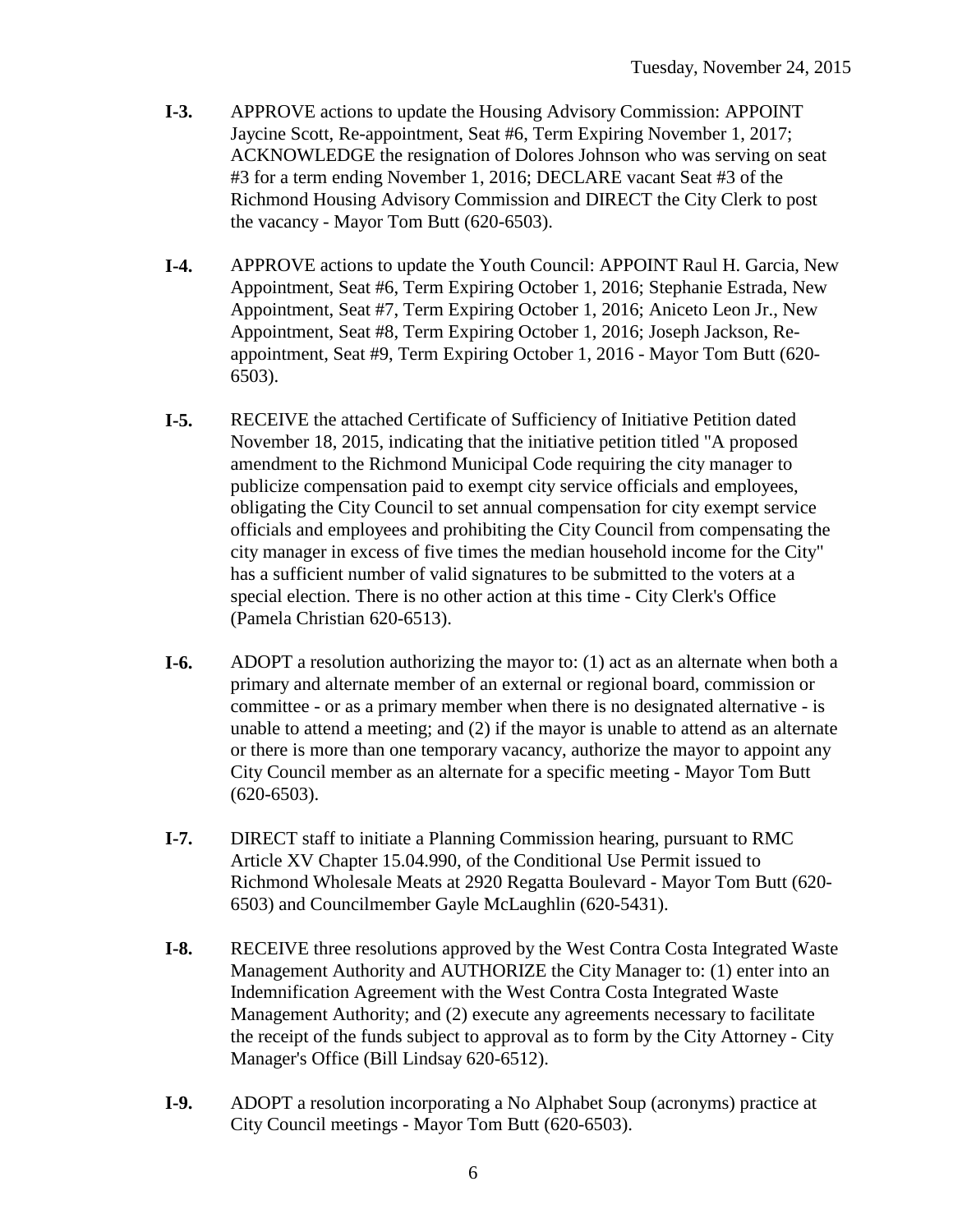**I-3.** APPROVE actions to update the Housing Advisory Commission: APPOINT Jaycine Scott, Re-appointment, Seat #6, Term Expiring November 1, 2017; ACKNOWLEDGE the resignation of Dolores Johnson who was serving on seat #3 for a term ending November 1, 2016; DECLARE vacant Seat #3 of the Richmond Housing Advisory Commission and DIRECT the City Clerk to post the vacancy - Mayor Tom Butt (620-6503).

**I-4.** APPROVE actions to update the Youth Council: APPOINT Raul H. Garcia, New Appointment, Seat #6, Term Expiring October 1, 2016; Stephanie Estrada, New Appointment, Seat #7, Term Expiring October 1, 2016; Aniceto Leon Jr., New Appointment, Seat #8, Term Expiring October 1, 2016; Joseph Jackson, Re-appointment, Seat #9, Term Expiring October 1, 2016 - Mayor Tom Butt (620-6503).

**I-5.** RECEIVE the attached Certificate of Sufficiency of Initiative Petition dated November 18, 2015, indicating that the initiative petition titled "A proposed amendment to the Richmond Municipal Code requiring the city manager to publicize compensation paid to exempt city service officials and employees, obligating the City Council to set annual compensation for city exempt service officials and employees and prohibiting the City Council from compensating the city manager in excess of five times the median household income for the City" has a sufficient number of valid signatures to be submitted to the voters at a special election. There is no other action at this time - City Clerk's Office (Pamela Christian 620-6513).

**I-6.** ADOPT a resolution authorizing the mayor to: (1) act as an alternate when both a primary and alternate member of an external or regional board, commission or committee - or as a primary member when there is no designated alternative - is unable to attend a meeting; and (2) if the mayor is unable to attend as an alternate or there is more than one temporary vacancy, authorize the mayor to appoint any City Council member as an alternate for a specific meeting - Mayor Tom Butt (620-6503).

**I-7.** DIRECT staff to initiate a Planning Commission hearing, pursuant to RMC Article XV Chapter 15.04.990, of the Conditional Use Permit issued to Richmond Wholesale Meats at 2920 Regatta Boulevard - Mayor Tom Butt (620-6503) and Councilmember Gayle McLaughlin (620-5431).

**I-8.** RECEIVE three resolutions approved by the West Contra Costa Integrated Waste Management Authority and AUTHORIZE the City Manager to: (1) enter into an Indemnification Agreement with the West Contra Costa Integrated Waste Management Authority; and (2) execute any agreements necessary to facilitate the receipt of the funds subject to approval as to form by the City Attorney - City Manager's Office (Bill Lindsay 620-6512).

**I-9.** ADOPT a resolution incorporating a No Alphabet Soup (acronyms) practice at City Council meetings - Mayor Tom Butt (620-6503).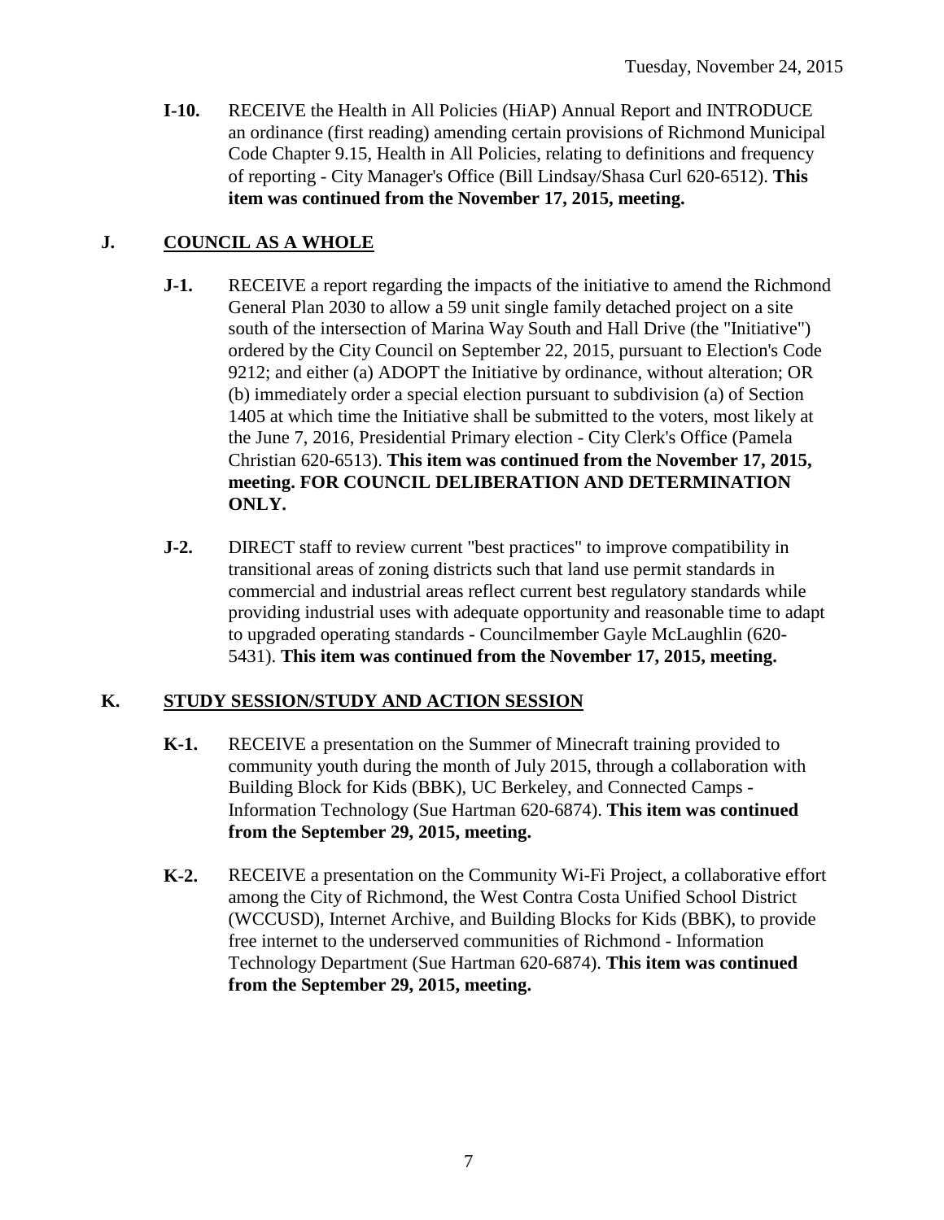**I-10.** RECEIVE the Health in All Policies (HiAP) Annual Report and INTRODUCE an ordinance (first reading) amending certain provisions of Richmond Municipal Code Chapter 9.15, Health in All Policies, relating to definitions and frequency of reporting - City Manager's Office (Bill Lindsay/Shasa Curl 620-6512). **This item was continued from the November 17, 2015, meeting.**

## J. COUNCIL AS A WHOLE

**J-1.** RECEIVE a report regarding the impacts of the initiative to amend the Richmond General Plan 2030 to allow a 59 unit single family detached project on a site south of the intersection of Marina Way South and Hall Drive (the "Initiative") ordered by the City Council on September 22, 2015, pursuant to Election's Code 9212; and either (a) ADOPT the Initiative by ordinance, without alteration; OR (b) immediately order a special election pursuant to subdivision (a) of Section 1405 at which time the Initiative shall be submitted to the voters, most likely at the June 7, 2016, Presidential Primary election - City Clerk's Office (Pamela Christian 620-6513). **This item was continued from the November 17, 2015, meeting. FOR COUNCIL DELIBERATION AND DETERMINATION ONLY.**

**J-2.** DIRECT staff to review current "best practices" to improve compatibility in transitional areas of zoning districts such that land use permit standards in commercial and industrial areas reflect current best regulatory standards while providing industrial uses with adequate opportunity and reasonable time to adapt to upgraded operating standards - Councilmember Gayle McLaughlin (620-5431). **This item was continued from the November 17, 2015, meeting.**

## K. STUDY SESSION/STUDY AND ACTION SESSION

**K-1.** RECEIVE a presentation on the Summer of Minecraft training provided to community youth during the month of July 2015, through a collaboration with Building Block for Kids (BBK), UC Berkeley, and Connected Camps - Information Technology (Sue Hartman 620-6874). **This item was continued from the September 29, 2015, meeting.**

**K-2.** RECEIVE a presentation on the Community Wi-Fi Project, a collaborative effort among the City of Richmond, the West Contra Costa Unified School District (WCCUSD), Internet Archive, and Building Blocks for Kids (BBK), to provide free internet to the underserved communities of Richmond - Information Technology Department (Sue Hartman 620-6874). **This item was continued from the September 29, 2015, meeting.**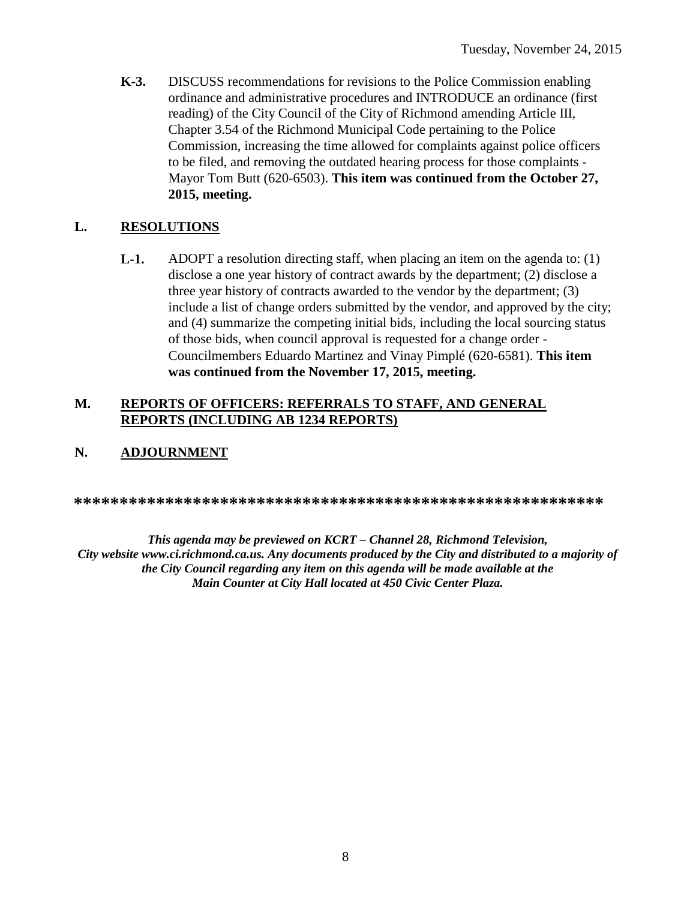**K-3.** DISCUSS recommendations for revisions to the Police Commission enabling ordinance and administrative procedures and INTRODUCE an ordinance (first reading) of the City Council of the City of Richmond amending Article III, Chapter 3.54 of the Richmond Municipal Code pertaining to the Police Commission, increasing the time allowed for complaints against police officers to be filed, and removing the outdated hearing process for those complaints - Mayor Tom Butt (620-6503). **This item was continued from the October 27, 2015, meeting.**

## L. RESOLUTIONS

**L-1.** ADOPT a resolution directing staff, when placing an item on the agenda to: (1) disclose a one year history of contract awards by the department; (2) disclose a three year history of contracts awarded to the vendor by the department; (3) include a list of change orders submitted by the vendor, and approved by the city; and (4) summarize the competing initial bids, including the local sourcing status of those bids, when council approval is requested for a change order - Councilmembers Eduardo Martinez and Vinay Pimplé (620-6581). **This item was continued from the November 17, 2015, meeting.**

## M. REPORTS OF OFFICERS: REFERRALS TO STAFF, AND GENERAL REPORTS (INCLUDING AB 1234 REPORTS)

## N. ADJOURNMENT

**\*\*\*\*\*\*\*\*\*\*\*\*\*\*\*\*\*\*\*\*\*\*\*\*\*\*\*\*\*\*\*\*\*\*\*\*\*\*\*\*\*\*\*\*\*\*\*\*\*\*\*\*\*\*\*\*\*\*\*\***

***This agenda may be previewed on KCRT – Channel 28, Richmond Television, City website www.ci.richmond.ca.us. Any documents produced by the City and distributed to a majority of the City Council regarding any item on this agenda will be made available at the Main Counter at City Hall located at 450 Civic Center Plaza.***